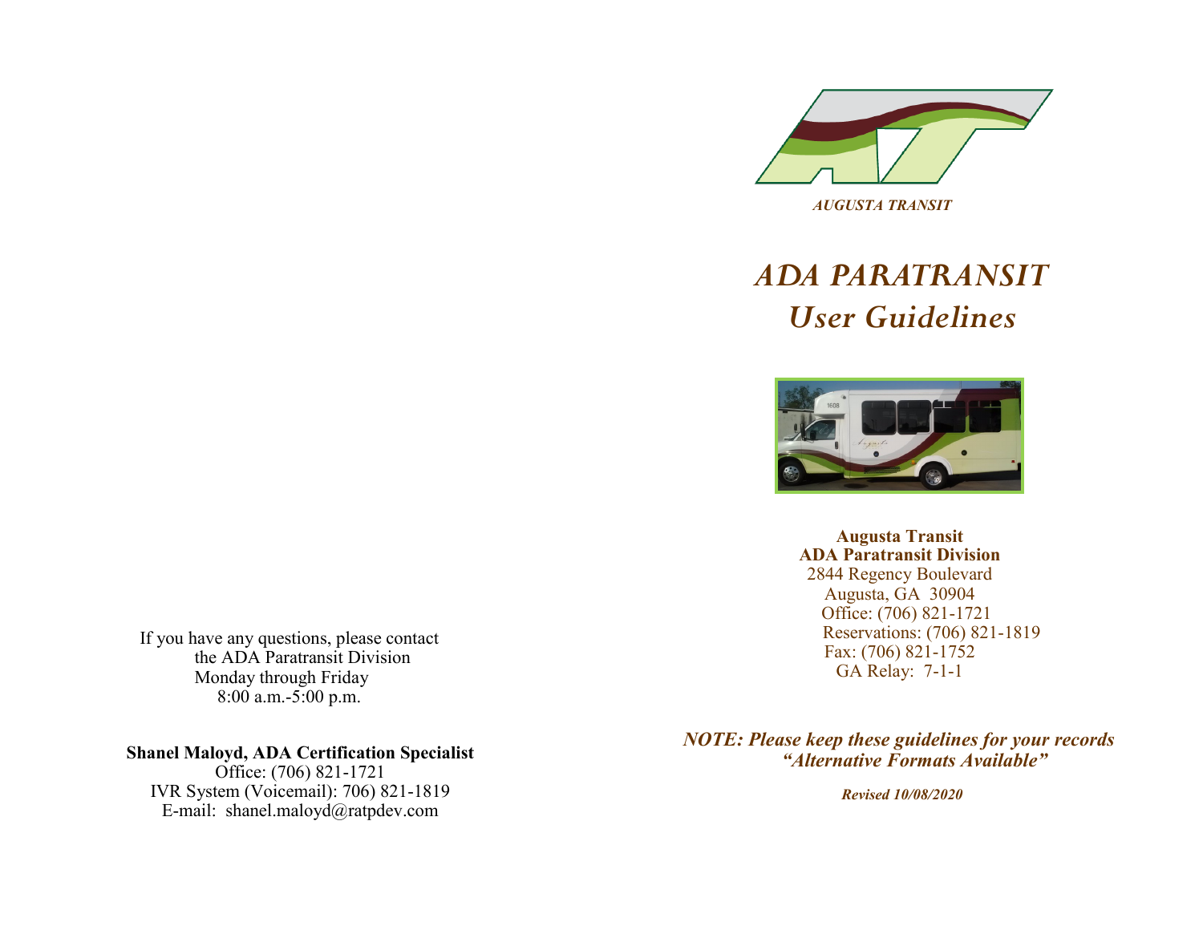*AUGUSTA TRANSIT*

# *ADA PARATRANSIT*
## *User Guidelines*

**Augusta Transit**
**ADA Paratransit Division**
2844 Regency Boulevard
Augusta, GA 30904
Office: (706) 821-1721
Reservations: (706) 821-1819
Fax: (706) 821-1752
GA Relay: 7-1-1

***NOTE: Please keep these guidelines for your records***
***"Alternative Formats Available"***

***Revised 10/08/2020***

If you have any questions, please contact the ADA Paratransit Division Monday through Friday 8:00 a.m.-5:00 p.m.

**Shanel Maloyd, ADA Certification Specialist**
Office: (706) 821-1721
IVR System (Voicemail): 706) 821-1819
E-mail: shanel.maloyd@ratpdev.com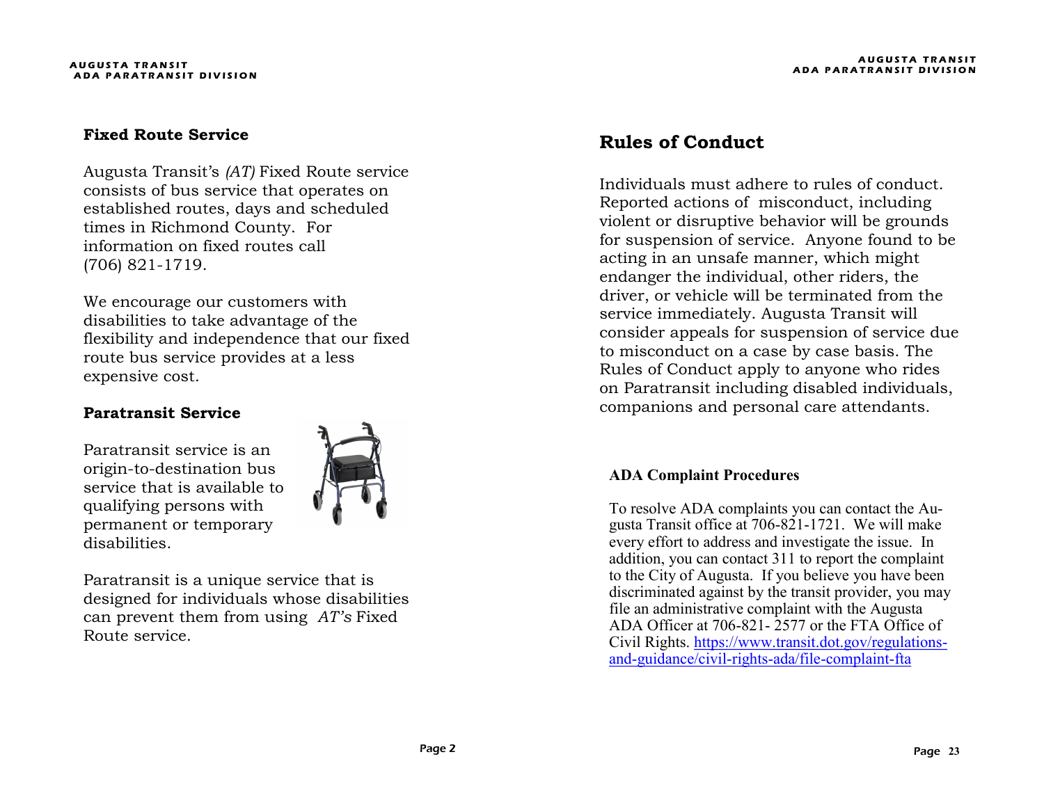### Fixed Route Service

Augusta Transit's *(AT)* Fixed Route service consists of bus service that operates on established routes, days and scheduled times in Richmond County. For information on fixed routes call (706) 821-1719.

We encourage our customers with disabilities to take advantage of the flexibility and independence that our fixed route bus service provides at a less expensive cost.

### Paratransit Service

Paratransit service is an origin-to-destination bus service that is available to qualifying persons with permanent or temporary disabilities.

Paratransit is a unique service that is designed for individuals whose disabilities can prevent them from using *AT's* Fixed Route service.

## Rules of Conduct

Individuals must adhere to rules of conduct. Reported actions of misconduct, including violent or disruptive behavior will be grounds for suspension of service. Anyone found to be acting in an unsafe manner, which might endanger the individual, other riders, the driver, or vehicle will be terminated from the service immediately. Augusta Transit will consider appeals for suspension of service due to misconduct on a case by case basis. The Rules of Conduct apply to anyone who rides on Paratransit including disabled individuals, companions and personal care attendants.

### ADA Complaint Procedures

To resolve ADA complaints you can contact the Augusta Transit office at 706-821-1721. We will make every effort to address and investigate the issue. In addition, you can contact 311 to report the complaint to the City of Augusta. If you believe you have been discriminated against by the transit provider, you may file an administrative complaint with the Augusta ADA Officer at 706-821- 2577 or the FTA Office of Civil Rights. https://www.transit.dot.gov/regulations-and-guidance/civil-rights-ada/file-complaint-fta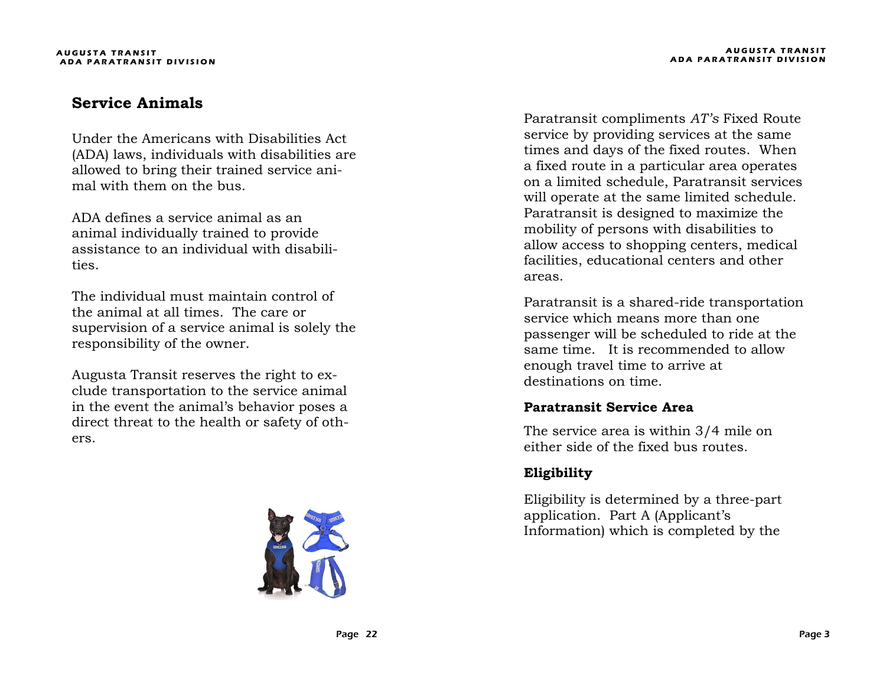## Service Animals

Under the Americans with Disabilities Act (ADA) laws, individuals with disabilities are allowed to bring their trained service animal with them on the bus.

ADA defines a service animal as an animal individually trained to provide assistance to an individual with disabilities.

The individual must maintain control of the animal at all times. The care or supervision of a service animal is solely the responsibility of the owner.

Augusta Transit reserves the right to exclude transportation to the service animal in the event the animal's behavior poses a direct threat to the health or safety of others.

Paratransit compliments *AT's* Fixed Route service by providing services at the same times and days of the fixed routes. When a fixed route in a particular area operates on a limited schedule, Paratransit services will operate at the same limited schedule. Paratransit is designed to maximize the mobility of persons with disabilities to allow access to shopping centers, medical facilities, educational centers and other areas.

Paratransit is a shared-ride transportation service which means more than one passenger will be scheduled to ride at the same time. It is recommended to allow enough travel time to arrive at destinations on time.

### Paratransit Service Area

The service area is within 3/4 mile on either side of the fixed bus routes.

### Eligibility

Eligibility is determined by a three-part application. Part A (Applicant's Information) which is completed by the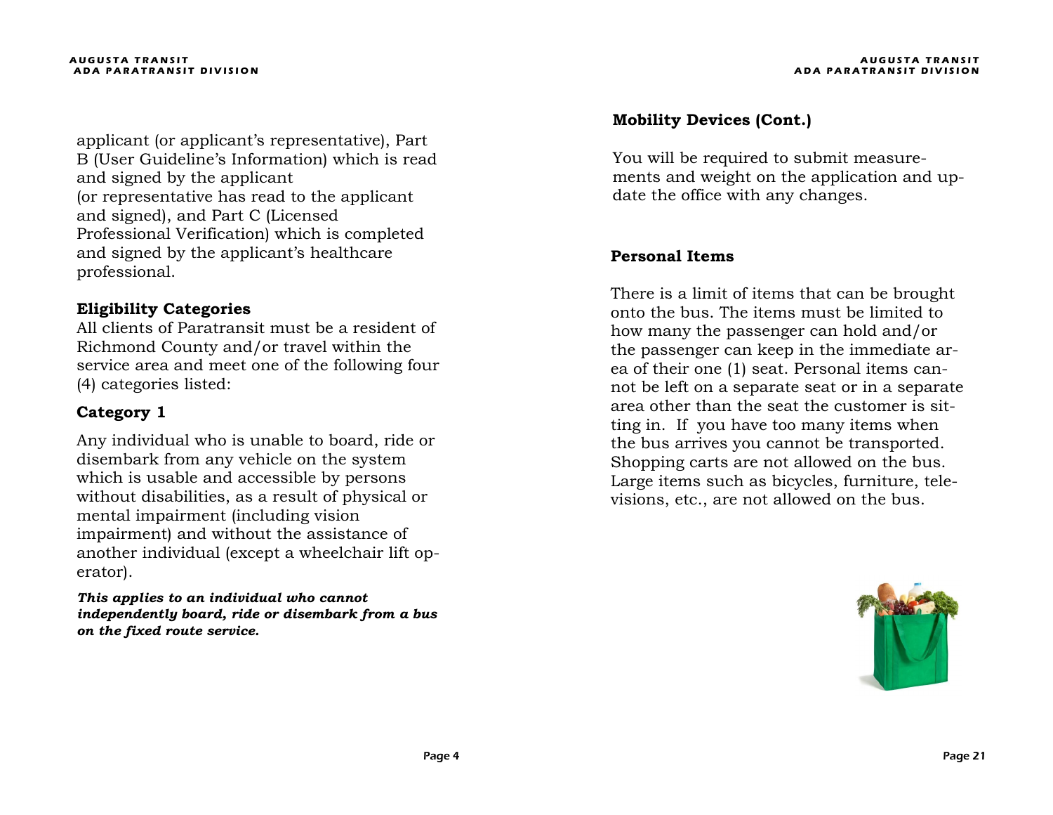applicant (or applicant's representative), Part B (User Guideline's Information) which is read and signed by the applicant (or representative has read to the applicant and signed), and Part C (Licensed Professional Verification) which is completed and signed by the applicant's healthcare professional.

### Eligibility Categories

All clients of Paratransit must be a resident of Richmond County and/or travel within the service area and meet one of the following four (4) categories listed:

### Category 1

Any individual who is unable to board, ride or disembark from any vehicle on the system which is usable and accessible by persons without disabilities, as a result of physical or mental impairment (including vision impairment) and without the assistance of another individual (except a wheelchair lift operator).

***This applies to an individual who cannot independently board, ride or disembark from a bus on the fixed route service.***

### Mobility Devices (Cont.)

You will be required to submit measurements and weight on the application and update the office with any changes.

### Personal Items

There is a limit of items that can be brought onto the bus. The items must be limited to how many the passenger can hold and/or the passenger can keep in the immediate area of their one (1) seat. Personal items cannot be left on a separate seat or in a separate area other than the seat the customer is sitting in. If you have too many items when the bus arrives you cannot be transported. Shopping carts are not allowed on the bus. Large items such as bicycles, furniture, televisions, etc., are not allowed on the bus.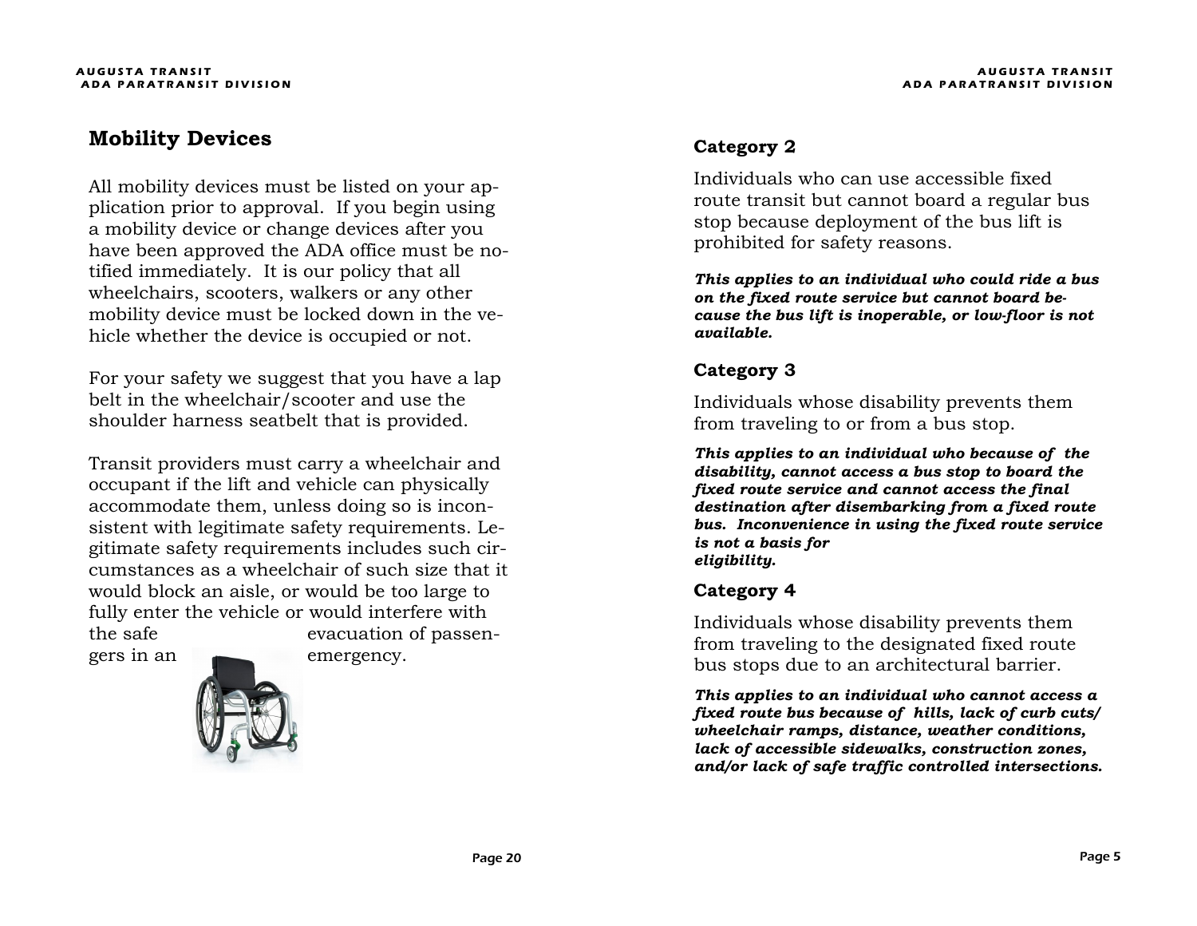## Mobility Devices

All mobility devices must be listed on your application prior to approval. If you begin using a mobility device or change devices after you have been approved the ADA office must be notified immediately. It is our policy that all wheelchairs, scooters, walkers or any other mobility device must be locked down in the vehicle whether the device is occupied or not.

For your safety we suggest that you have a lap belt in the wheelchair/scooter and use the shoulder harness seatbelt that is provided.

Transit providers must carry a wheelchair and occupant if the lift and vehicle can physically accommodate them, unless doing so is inconsistent with legitimate safety requirements. Legitimate safety requirements includes such circumstances as a wheelchair of such size that it would block an aisle, or would be too large to fully enter the vehicle or would interfere with the safe evacuation of passengers in an emergency.

### Category 2

Individuals who can use accessible fixed route transit but cannot board a regular bus stop because deployment of the bus lift is prohibited for safety reasons.

***This applies to an individual who could ride a bus on the fixed route service but cannot board because the bus lift is inoperable, or low-floor is not available.***

### Category 3

Individuals whose disability prevents them from traveling to or from a bus stop.

***This applies to an individual who because of the disability, cannot access a bus stop to board the fixed route service and cannot access the final destination after disembarking from a fixed route bus. Inconvenience in using the fixed route service is not a basis for eligibility.***

### Category 4

Individuals whose disability prevents them from traveling to the designated fixed route bus stops due to an architectural barrier.

***This applies to an individual who cannot access a fixed route bus because of hills, lack of curb cuts/ wheelchair ramps, distance, weather conditions, lack of accessible sidewalks, construction zones, and/or lack of safe traffic controlled intersections.***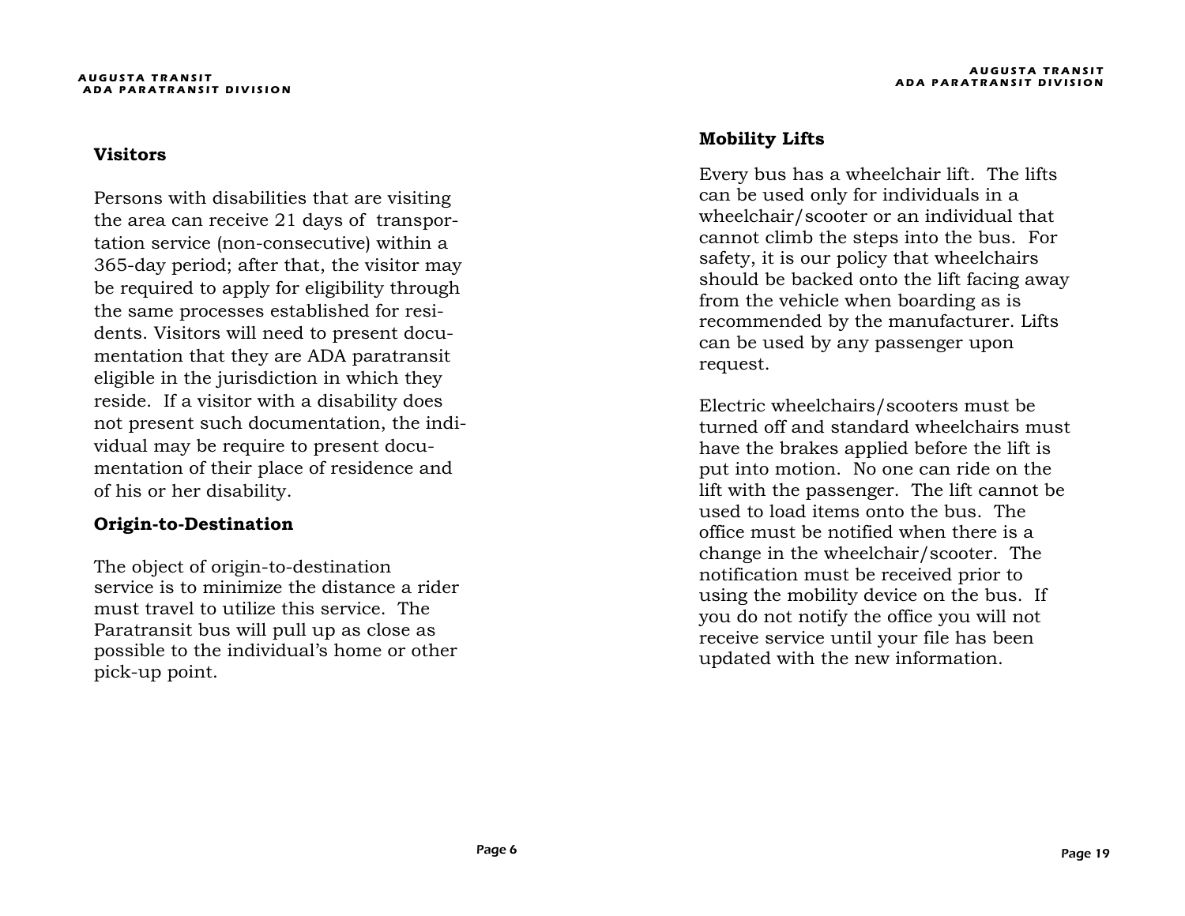## Visitors

Persons with disabilities that are visiting the area can receive 21 days of transportation service (non-consecutive) within a 365-day period; after that, the visitor may be required to apply for eligibility through the same processes established for residents. Visitors will need to present documentation that they are ADA paratransit eligible in the jurisdiction in which they reside. If a visitor with a disability does not present such documentation, the individual may be require to present documentation of their place of residence and of his or her disability.

## Origin-to-Destination

The object of origin-to-destination service is to minimize the distance a rider must travel to utilize this service. The Paratransit bus will pull up as close as possible to the individual's home or other pick-up point.

## Mobility Lifts

Every bus has a wheelchair lift. The lifts can be used only for individuals in a wheelchair/scooter or an individual that cannot climb the steps into the bus. For safety, it is our policy that wheelchairs should be backed onto the lift facing away from the vehicle when boarding as is recommended by the manufacturer. Lifts can be used by any passenger upon request.

Electric wheelchairs/scooters must be turned off and standard wheelchairs must have the brakes applied before the lift is put into motion. No one can ride on the lift with the passenger. The lift cannot be used to load items onto the bus. The office must be notified when there is a change in the wheelchair/scooter. The notification must be received prior to using the mobility device on the bus. If you do not notify the office you will not receive service until your file has been updated with the new information.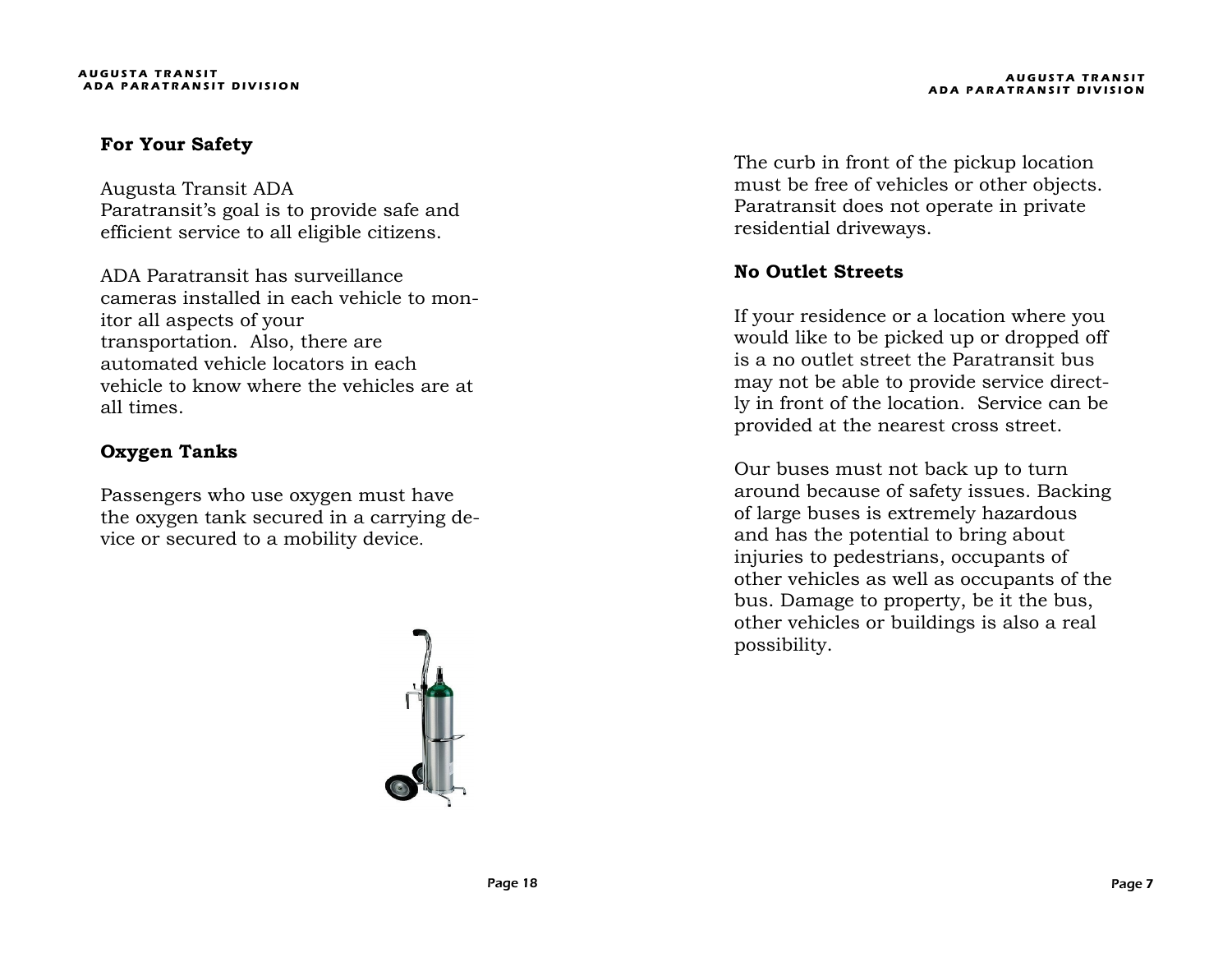## For Your Safety

Augusta Transit ADA Paratransit's goal is to provide safe and efficient service to all eligible citizens.

ADA Paratransit has surveillance cameras installed in each vehicle to monitor all aspects of your transportation. Also, there are automated vehicle locators in each vehicle to know where the vehicles are at all times.

## Oxygen Tanks

Passengers who use oxygen must have the oxygen tank secured in a carrying device or secured to a mobility device.

The curb in front of the pickup location must be free of vehicles or other objects. Paratransit does not operate in private residential driveways.

## No Outlet Streets

If your residence or a location where you would like to be picked up or dropped off is a no outlet street the Paratransit bus may not be able to provide service directly in front of the location. Service can be provided at the nearest cross street.

Our buses must not back up to turn around because of safety issues. Backing of large buses is extremely hazardous and has the potential to bring about injuries to pedestrians, occupants of other vehicles as well as occupants of the bus. Damage to property, be it the bus, other vehicles or buildings is also a real possibility.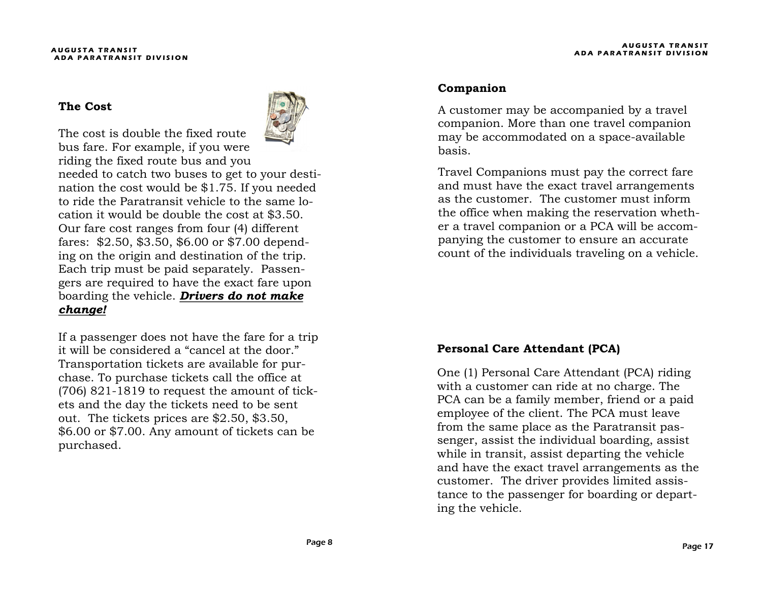## The Cost

The cost is double the fixed route bus fare. For example, if you were riding the fixed route bus and you needed to catch two buses to get to your destination the cost would be $1.75. If you needed to ride the Paratransit vehicle to the same location it would be double the cost at $3.50. Our fare cost ranges from four (4) different fares: $2.50, $3.50, $6.00 or $7.00 depending on the origin and destination of the trip. Each trip must be paid separately. Passengers are required to have the exact fare upon boarding the vehicle. ***Drivers do not make change!***

If a passenger does not have the fare for a trip it will be considered a "cancel at the door." Transportation tickets are available for purchase. To purchase tickets call the office at (706) 821-1819 to request the amount of tickets and the day the tickets need to be sent out. The tickets prices are $2.50, $3.50, $6.00 or $7.00. Any amount of tickets can be purchased.

## Companion

A customer may be accompanied by a travel companion. More than one travel companion may be accommodated on a space-available basis.

Travel Companions must pay the correct fare and must have the exact travel arrangements as the customer. The customer must inform the office when making the reservation whether a travel companion or a PCA will be accompanying the customer to ensure an accurate count of the individuals traveling on a vehicle.

## Personal Care Attendant (PCA)

One (1) Personal Care Attendant (PCA) riding with a customer can ride at no charge. The PCA can be a family member, friend or a paid employee of the client. The PCA must leave from the same place as the Paratransit passenger, assist the individual boarding, assist while in transit, assist departing the vehicle and have the exact travel arrangements as the customer. The driver provides limited assistance to the passenger for boarding or departing the vehicle.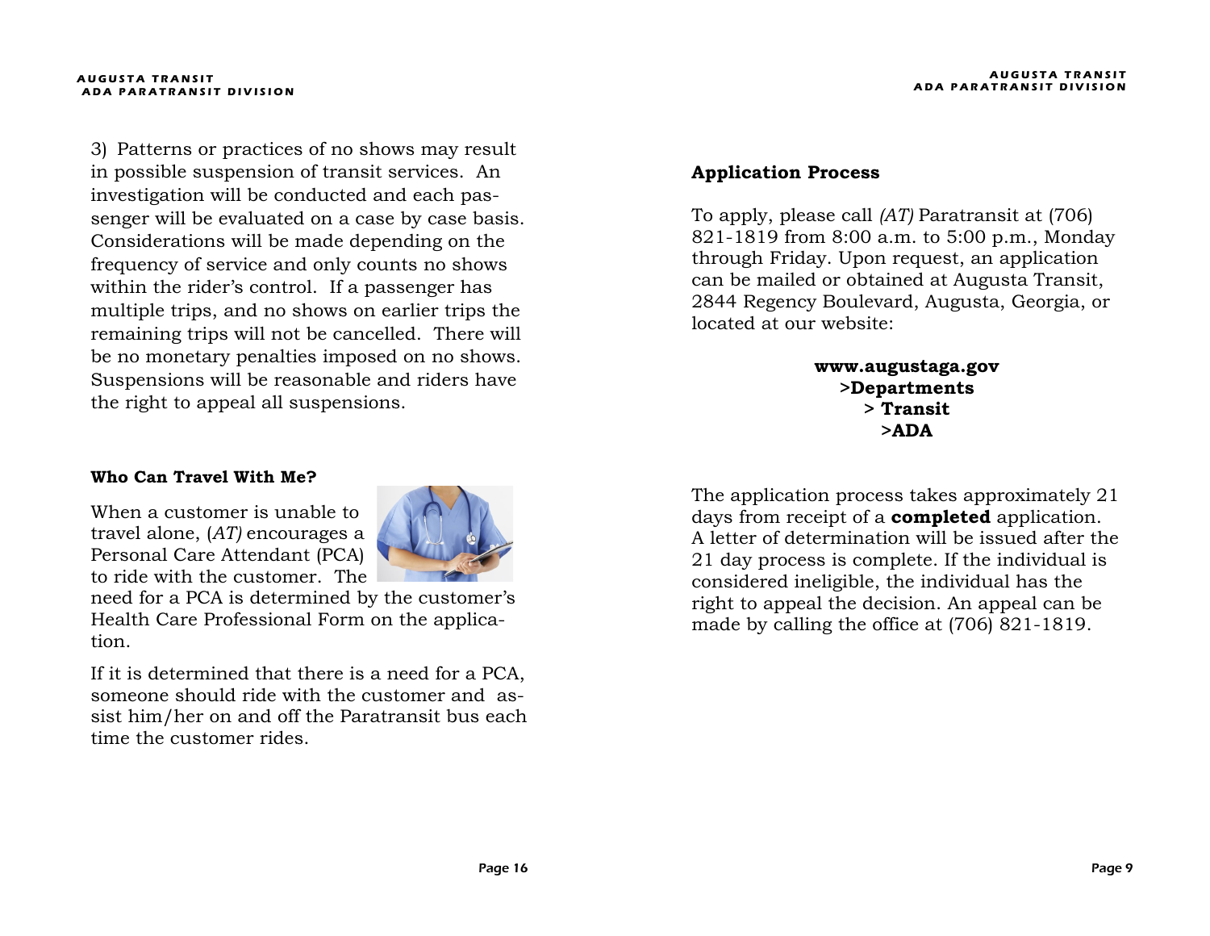3) Patterns or practices of no shows may result in possible suspension of transit services. An investigation will be conducted and each passenger will be evaluated on a case by case basis. Considerations will be made depending on the frequency of service and only counts no shows within the rider's control. If a passenger has multiple trips, and no shows on earlier trips the remaining trips will not be cancelled. There will be no monetary penalties imposed on no shows. Suspensions will be reasonable and riders have the right to appeal all suspensions.

### Who Can Travel With Me?

When a customer is unable to travel alone, (*AT)* encourages a Personal Care Attendant (PCA) to ride with the customer. The need for a PCA is determined by the customer's Health Care Professional Form on the application.

If it is determined that there is a need for a PCA, someone should ride with the customer and assist him/her on and off the Paratransit bus each time the customer rides.

### Application Process

To apply, please call *(AT)* Paratransit at (706) 821-1819 from 8:00 a.m. to 5:00 p.m., Monday through Friday. Upon request, an application can be mailed or obtained at Augusta Transit, 2844 Regency Boulevard, Augusta, Georgia, or located at our website:

**www.augustaga.gov**
**>Departments**
**> Transit**
**>ADA**

The application process takes approximately 21 days from receipt of a **completed** application. A letter of determination will be issued after the 21 day process is complete. If the individual is considered ineligible, the individual has the right to appeal the decision. An appeal can be made by calling the office at (706) 821-1819.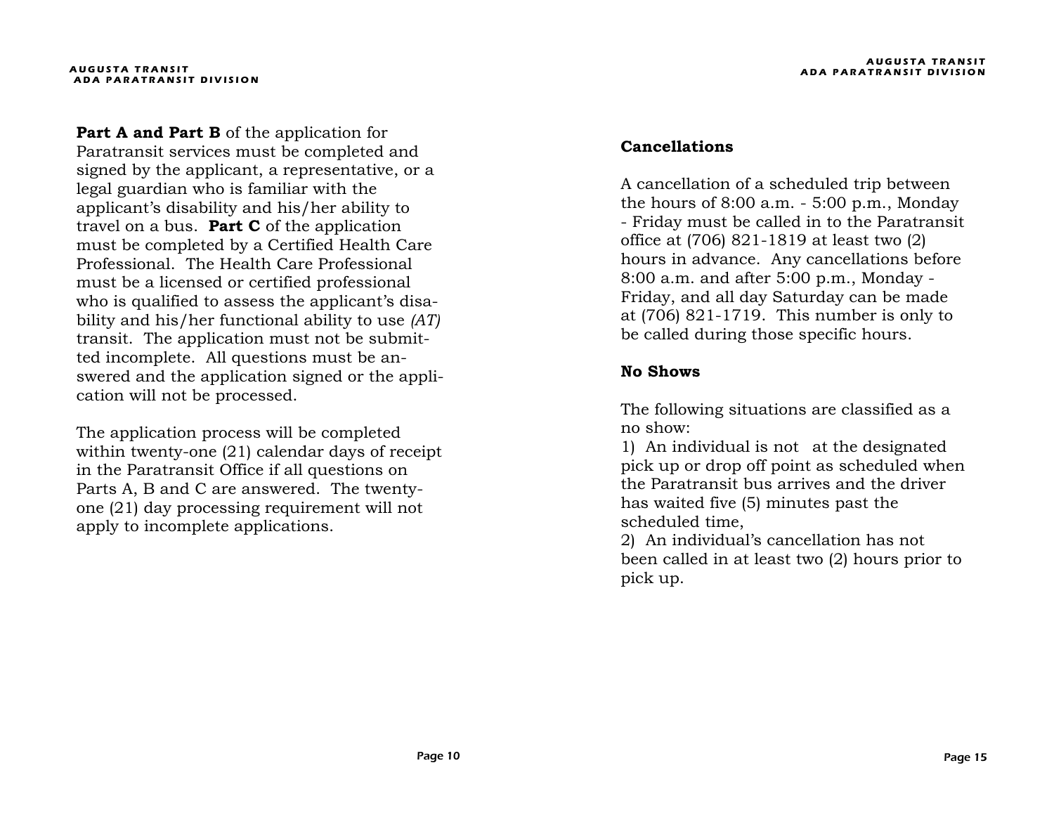**Part A and Part B** of the application for Paratransit services must be completed and signed by the applicant, a representative, or a legal guardian who is familiar with the applicant's disability and his/her ability to travel on a bus. **Part C** of the application must be completed by a Certified Health Care Professional. The Health Care Professional must be a licensed or certified professional who is qualified to assess the applicant's disability and his/her functional ability to use *(AT)* transit. The application must not be submitted incomplete. All questions must be answered and the application signed or the application will not be processed.

The application process will be completed within twenty-one (21) calendar days of receipt in the Paratransit Office if all questions on Parts A, B and C are answered. The twenty-one (21) day processing requirement will not apply to incomplete applications.

**Cancellations**

A cancellation of a scheduled trip between the hours of 8:00 a.m. - 5:00 p.m., Monday - Friday must be called in to the Paratransit office at (706) 821-1819 at least two (2) hours in advance. Any cancellations before 8:00 a.m. and after 5:00 p.m., Monday - Friday, and all day Saturday can be made at (706) 821-1719. This number is only to be called during those specific hours.

**No Shows**

The following situations are classified as a no show:

1) An individual is not at the designated pick up or drop off point as scheduled when the Paratransit bus arrives and the driver has waited five (5) minutes past the scheduled time,

2) An individual's cancellation has not been called in at least two (2) hours prior to pick up.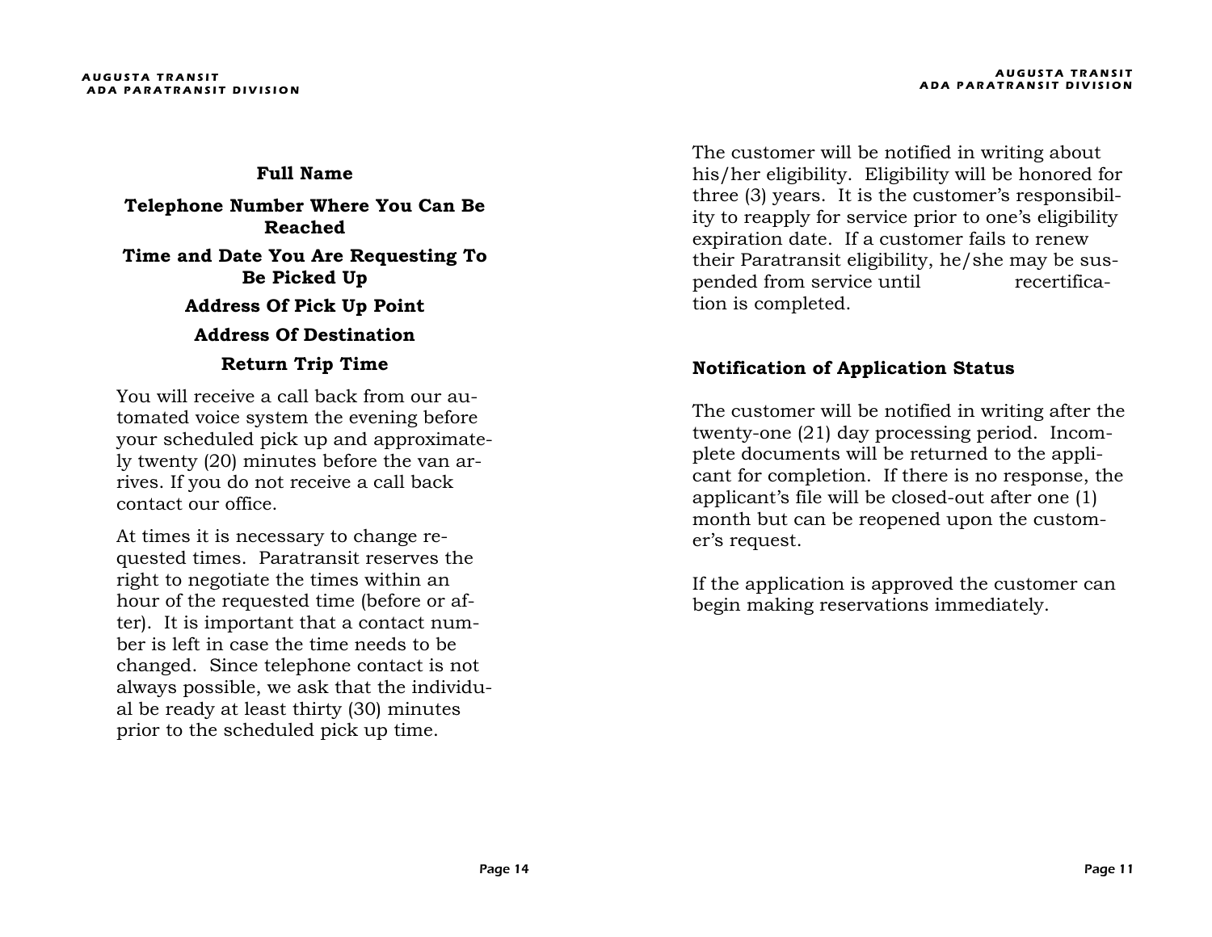**Full Name**

**Telephone Number Where You Can Be Reached**

**Time and Date You Are Requesting To Be Picked Up**

**Address Of Pick Up Point**

**Address Of Destination**

**Return Trip Time**

You will receive a call back from our automated voice system the evening before your scheduled pick up and approximately twenty (20) minutes before the van arrives. If you do not receive a call back contact our office.

At times it is necessary to change requested times. Paratransit reserves the right to negotiate the times within an hour of the requested time (before or after). It is important that a contact number is left in case the time needs to be changed. Since telephone contact is not always possible, we ask that the individual be ready at least thirty (30) minutes prior to the scheduled pick up time.

The customer will be notified in writing about his/her eligibility. Eligibility will be honored for three (3) years. It is the customer's responsibility to reapply for service prior to one's eligibility expiration date. If a customer fails to renew their Paratransit eligibility, he/she may be suspended from service until recertification is completed.

**Notification of Application Status**

The customer will be notified in writing after the twenty-one (21) day processing period. Incomplete documents will be returned to the applicant for completion. If there is no response, the applicant's file will be closed-out after one (1) month but can be reopened upon the customer's request.

If the application is approved the customer can begin making reservations immediately.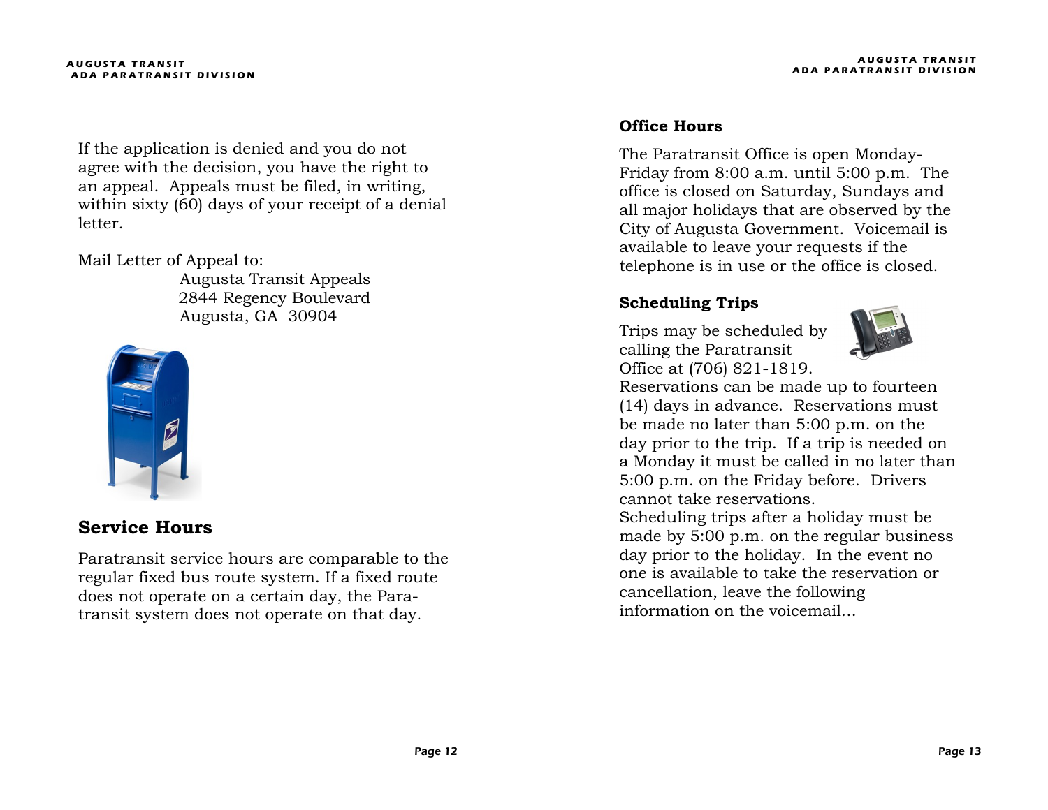If the application is denied and you do not agree with the decision, you have the right to an appeal. Appeals must be filed, in writing, within sixty (60) days of your receipt of a denial letter.

Mail Letter of Appeal to:

Augusta Transit Appeals
2844 Regency Boulevard
Augusta, GA 30904

## Service Hours

Paratransit service hours are comparable to the regular fixed bus route system. If a fixed route does not operate on a certain day, the Para-transit system does not operate on that day.

### Office Hours

The Paratransit Office is open Monday-Friday from 8:00 a.m. until 5:00 p.m. The office is closed on Saturday, Sundays and all major holidays that are observed by the City of Augusta Government. Voicemail is available to leave your requests if the telephone is in use or the office is closed.

### Scheduling Trips

Trips may be scheduled by calling the Paratransit Office at (706) 821-1819. Reservations can be made up to fourteen (14) days in advance. Reservations must be made no later than 5:00 p.m. on the day prior to the trip. If a trip is needed on a Monday it must be called in no later than 5:00 p.m. on the Friday before. Drivers cannot take reservations.

Scheduling trips after a holiday must be made by 5:00 p.m. on the regular business day prior to the holiday. In the event no one is available to take the reservation or cancellation, leave the following information on the voicemail...